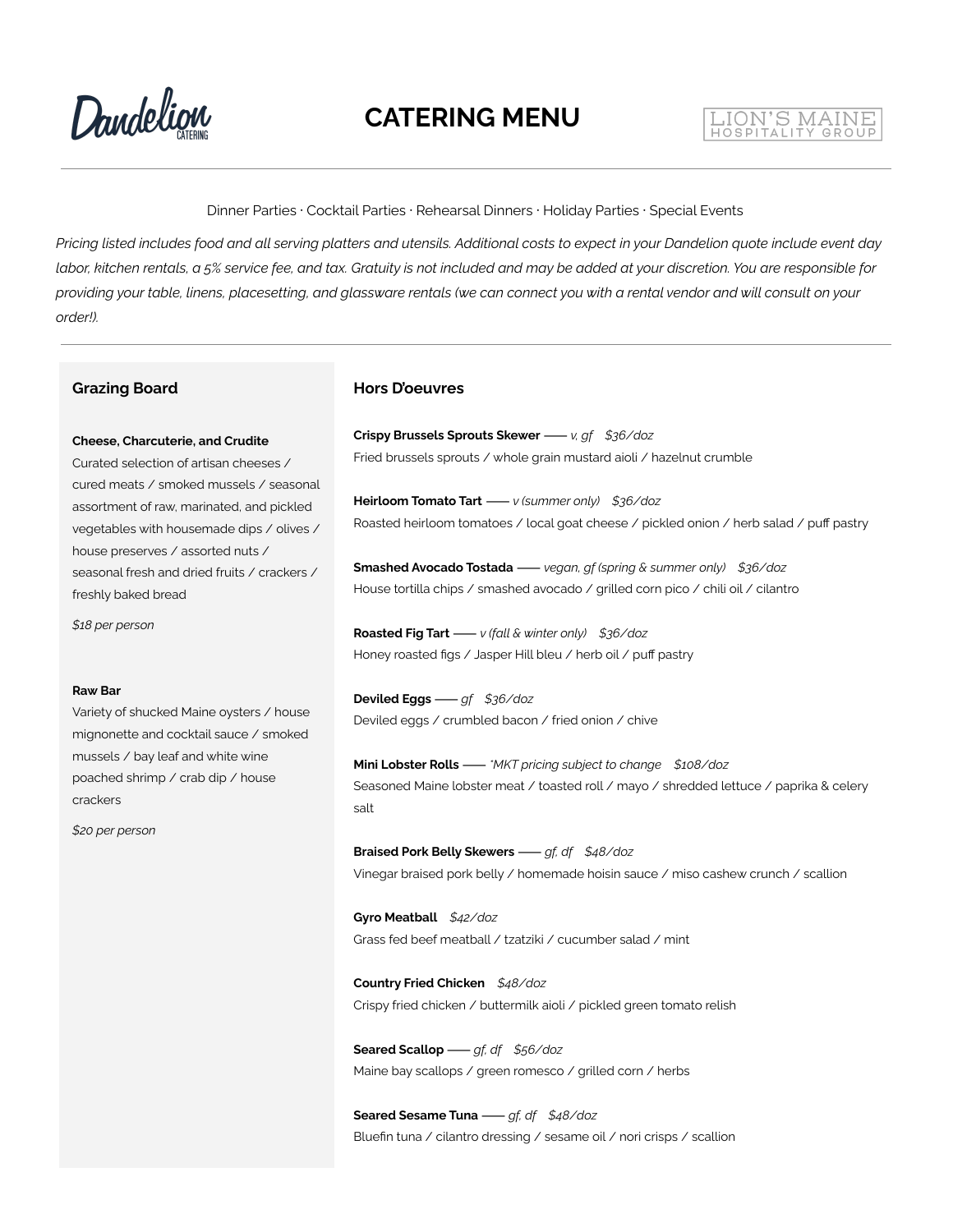Dandelion CATERING

# CATERING MENU

LION'S MAINE HOSPITALITY GROUP

Dinner Parties · Cocktail Parties · Rehearsal Dinners · Holiday Parties · Special Events

*Pricing listed includes food and all serving platters and utensils. Additional costs to expect in your Dandelion quote include event day labor, kitchen rentals, a 5% service fee, and tax. Gratuity is not included and may be added at your discretion. You are responsible for providing your table, linens, placesetting, and glassware rentals (we can connect you with a rental vendor and will consult on your order!).*

## Grazing Board

**Cheese, Charcuterie, and Crudite**
Curated selection of artisan cheeses / cured meats / smoked mussels / seasonal assortment of raw, marinated, and pickled vegetables with housemade dips / olives / house preserves / assorted nuts / seasonal fresh and dried fruits / crackers / freshly baked bread

*$18 per person*

**Raw Bar**
Variety of shucked Maine oysters / house mignonette and cocktail sauce / smoked mussels / bay leaf and white wine poached shrimp / crab dip / house crackers

*$20 per person*

## Hors D'oeuvres

**Crispy Brussels Sprouts Skewer** —— *v, gf* *$36/doz*
Fried brussels sprouts / whole grain mustard aioli / hazelnut crumble

**Heirloom Tomato Tart** —— *v (summer only)* *$36/doz*
Roasted heirloom tomatoes / local goat cheese / pickled onion / herb salad / puff pastry

**Smashed Avocado Tostada** —— *vegan, gf (spring & summer only)* *$36/doz*
House tortilla chips / smashed avocado / grilled corn pico / chili oil / cilantro

**Roasted Fig Tart** —— *v (fall & winter only)* *$36/doz*
Honey roasted figs / Jasper Hill bleu / herb oil / puff pastry

**Deviled Eggs** —— *gf* *$36/doz*
Deviled eggs / crumbled bacon / fried onion / chive

**Mini Lobster Rolls** —— *\*MKT pricing subject to change* *$108/doz*
Seasoned Maine lobster meat / toasted roll / mayo / shredded lettuce / paprika & celery salt

**Braised Pork Belly Skewers** —— *gf, df* *$48/doz*
Vinegar braised pork belly / homemade hoisin sauce / miso cashew crunch / scallion

**Gyro Meatball** *$42/doz*
Grass fed beef meatball / tzatziki / cucumber salad / mint

**Country Fried Chicken** *$48/doz*
Crispy fried chicken / buttermilk aioli / pickled green tomato relish

**Seared Scallop** —— *gf, df* *$56/doz*
Maine bay scallops / green romesco / grilled corn / herbs

**Seared Sesame Tuna** —— *gf, df* *$48/doz*
Bluefin tuna / cilantro dressing / sesame oil / nori crisps / scallion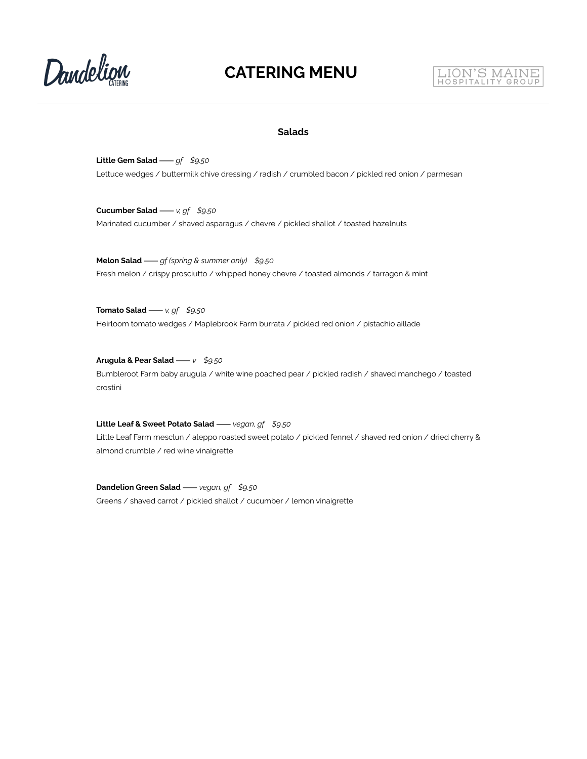## Salads

**Little Gem Salad** —— *gf* *$9.50*
Lettuce wedges / buttermilk chive dressing / radish / crumbled bacon / pickled red onion / parmesan

**Cucumber Salad** —— *v, gf* *$9.50*
Marinated cucumber / shaved asparagus / chevre / pickled shallot / toasted hazelnuts

**Melon Salad** —— *gf (spring & summer only)* *$9.50*
Fresh melon / crispy prosciutto / whipped honey chevre / toasted almonds / tarragon & mint

**Tomato Salad** —— *v, gf* *$9.50*
Heirloom tomato wedges / Maplebrook Farm burrata / pickled red onion / pistachio aillade

**Arugula & Pear Salad** —— *v* *$9.50*
Bumbleroot Farm baby arugula / white wine poached pear / pickled radish / shaved manchego / toasted crostini

**Little Leaf & Sweet Potato Salad** —— *vegan, gf* *$9.50*
Little Leaf Farm mesclun / aleppo roasted sweet potato / pickled fennel / shaved red onion / dried cherry & almond crumble / red wine vinaigrette

**Dandelion Green Salad** —— *vegan, gf* *$9.50*
Greens / shaved carrot / pickled shallot / cucumber / lemon vinaigrette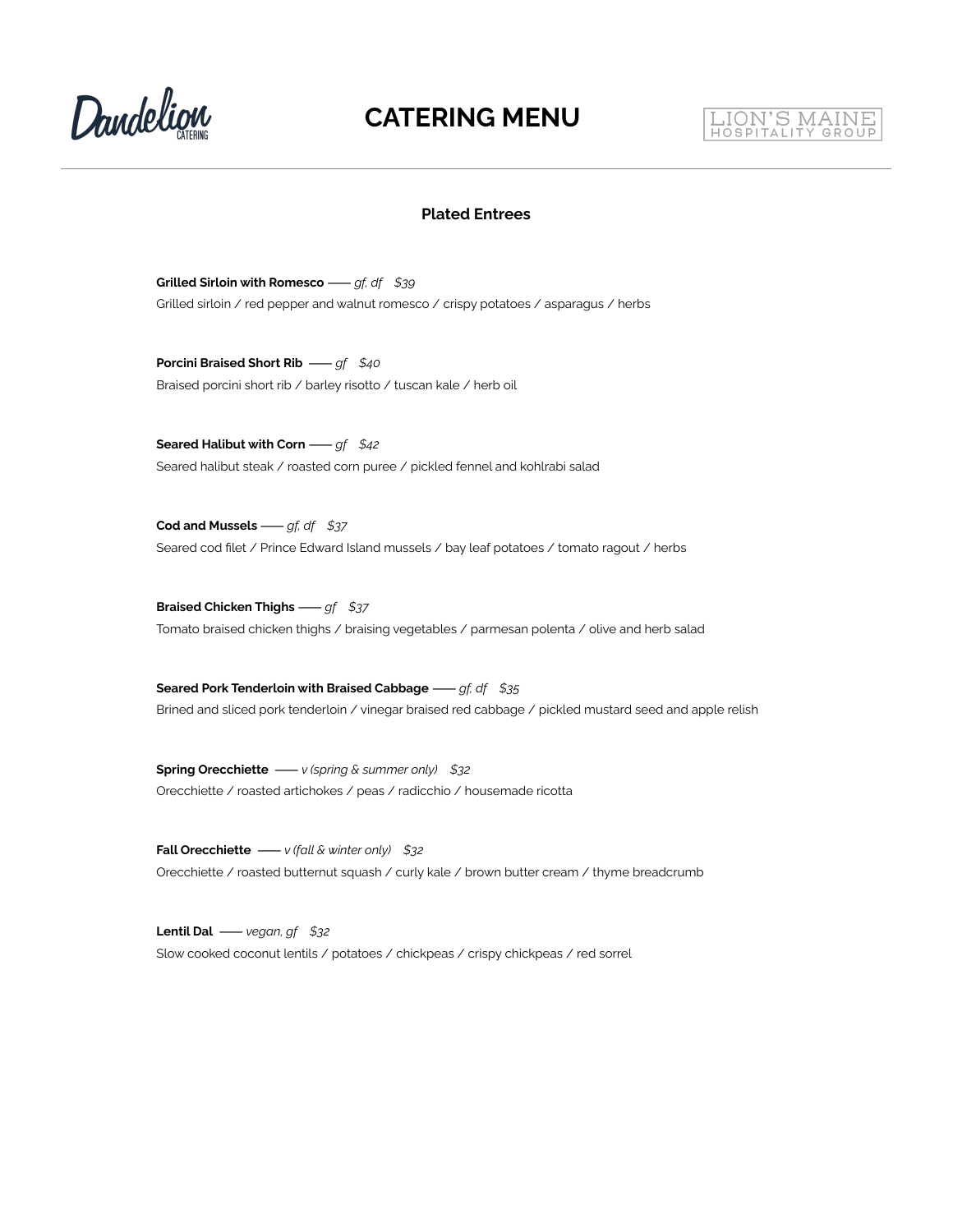# CATERING MENU

## Plated Entrees

**Grilled Sirloin with Romesco** —— *gf, df $39*
Grilled sirloin / red pepper and walnut romesco / crispy potatoes / asparagus / herbs

**Porcini Braised Short Rib** —— *gf $40*
Braised porcini short rib / barley risotto / tuscan kale / herb oil

**Seared Halibut with Corn** —— *gf $42*
Seared halibut steak / roasted corn puree / pickled fennel and kohlrabi salad

**Cod and Mussels** —— *gf, df $37*
Seared cod filet / Prince Edward Island mussels / bay leaf potatoes / tomato ragout / herbs

**Braised Chicken Thighs** —— *gf $37*
Tomato braised chicken thighs / braising vegetables / parmesan polenta / olive and herb salad

**Seared Pork Tenderloin with Braised Cabbage** —— *gf, df $35*
Brined and sliced pork tenderloin / vinegar braised red cabbage / pickled mustard seed and apple relish

**Spring Orecchiette** —— *v (spring & summer only) $32*
Orecchiette / roasted artichokes / peas / radicchio / housemade ricotta

**Fall Orecchiette** —— *v (fall & winter only) $32*
Orecchiette / roasted butternut squash / curly kale / brown butter cream / thyme breadcrumb

**Lentil Dal** —— *vegan, gf $32*
Slow cooked coconut lentils / potatoes / chickpeas / crispy chickpeas / red sorrel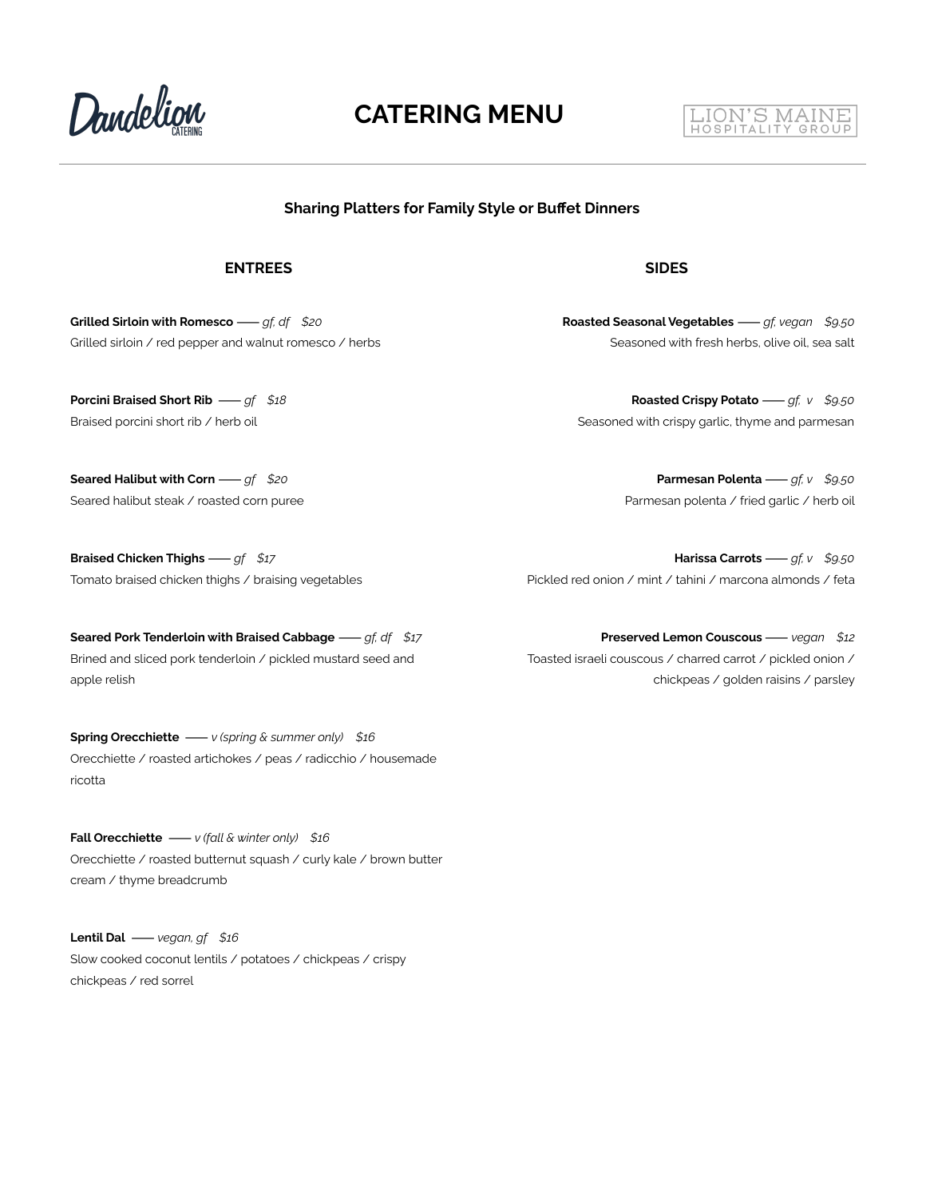# CATERING MENU

Dandelion Catering — Lion's Maine Hospitality Group

### Sharing Platters for Family Style or Buffet Dinners

## ENTREES

**Grilled Sirloin with Romesco** —— *gf, df* *$20*
Grilled sirloin / red pepper and walnut romesco / herbs

**Porcini Braised Short Rib** —— *gf* *$18*
Braised porcini short rib / herb oil

**Seared Halibut with Corn** —— *gf* *$20*
Seared halibut steak / roasted corn puree

**Braised Chicken Thighs** —— *gf* *$17*
Tomato braised chicken thighs / braising vegetables

**Seared Pork Tenderloin with Braised Cabbage** —— *gf, df* *$17*
Brined and sliced pork tenderloin / pickled mustard seed and apple relish

**Spring Orecchiette** —— *v (spring & summer only)* *$16*
Orecchiette / roasted artichokes / peas / radicchio / housemade ricotta

**Fall Orecchiette** —— *v (fall & winter only)* *$16*
Orecchiette / roasted butternut squash / curly kale / brown butter cream / thyme breadcrumb

**Lentil Dal** —— *vegan, gf* *$16*
Slow cooked coconut lentils / potatoes / chickpeas / crispy chickpeas / red sorrel

## SIDES

**Roasted Seasonal Vegetables** —— *gf, vegan* *$9.50*
Seasoned with fresh herbs, olive oil, sea salt

**Roasted Crispy Potato** —— *gf, v* *$9.50*
Seasoned with crispy garlic, thyme and parmesan

**Parmesan Polenta** —— *gf, v* *$9.50*
Parmesan polenta / fried garlic / herb oil

**Harissa Carrots** —— *gf, v* *$9.50*
Pickled red onion / mint / tahini / marcona almonds / feta

**Preserved Lemon Couscous** —— *vegan* *$12*
Toasted israeli couscous / charred carrot / pickled onion / chickpeas / golden raisins / parsley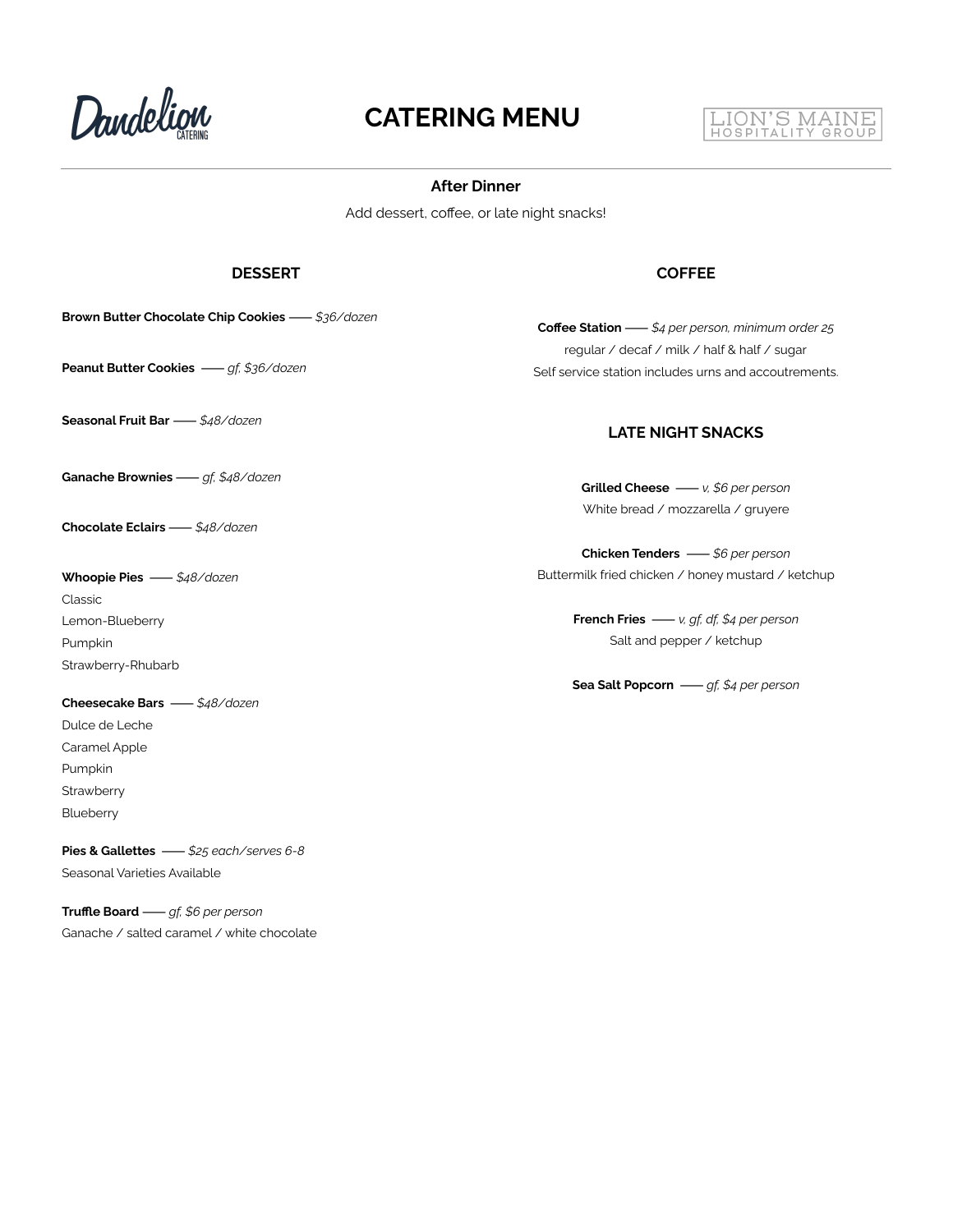Dandelion CATERING

# CATERING MENU

LION'S MAINE HOSPITALITY GROUP

## After Dinner

Add dessert, coffee, or late night snacks!

### DESSERT

**Brown Butter Chocolate Chip Cookies** —— *$36/dozen*

**Peanut Butter Cookies** —— *gf, $36/dozen*

**Seasonal Fruit Bar** —— *$48/dozen*

**Ganache Brownies** —— *gf, $48/dozen*

**Chocolate Eclairs** —— *$48/dozen*

**Whoopie Pies** —— *$48/dozen*
Classic
Lemon-Blueberry
Pumpkin
Strawberry-Rhubarb

**Cheesecake Bars** —— *$48/dozen*
Dulce de Leche
Caramel Apple
Pumpkin
Strawberry
Blueberry

**Pies & Gallettes** —— *$25 each/serves 6-8*
Seasonal Varieties Available

**Truffle Board** —— *gf, $6 per person*
Ganache / salted caramel / white chocolate

### COFFEE

**Coffee Station** —— *$4 per person, minimum order 25*
regular / decaf / milk / half & half / sugar
Self service station includes urns and accoutrements.

### LATE NIGHT SNACKS

**Grilled Cheese** —— *v, $6 per person*
White bread / mozzarella / gruyere

**Chicken Tenders** —— *$6 per person*
Buttermilk fried chicken / honey mustard / ketchup

**French Fries** —— *v, gf, df, $4 per person*
Salt and pepper / ketchup

**Sea Salt Popcorn** —— *gf, $4 per person*